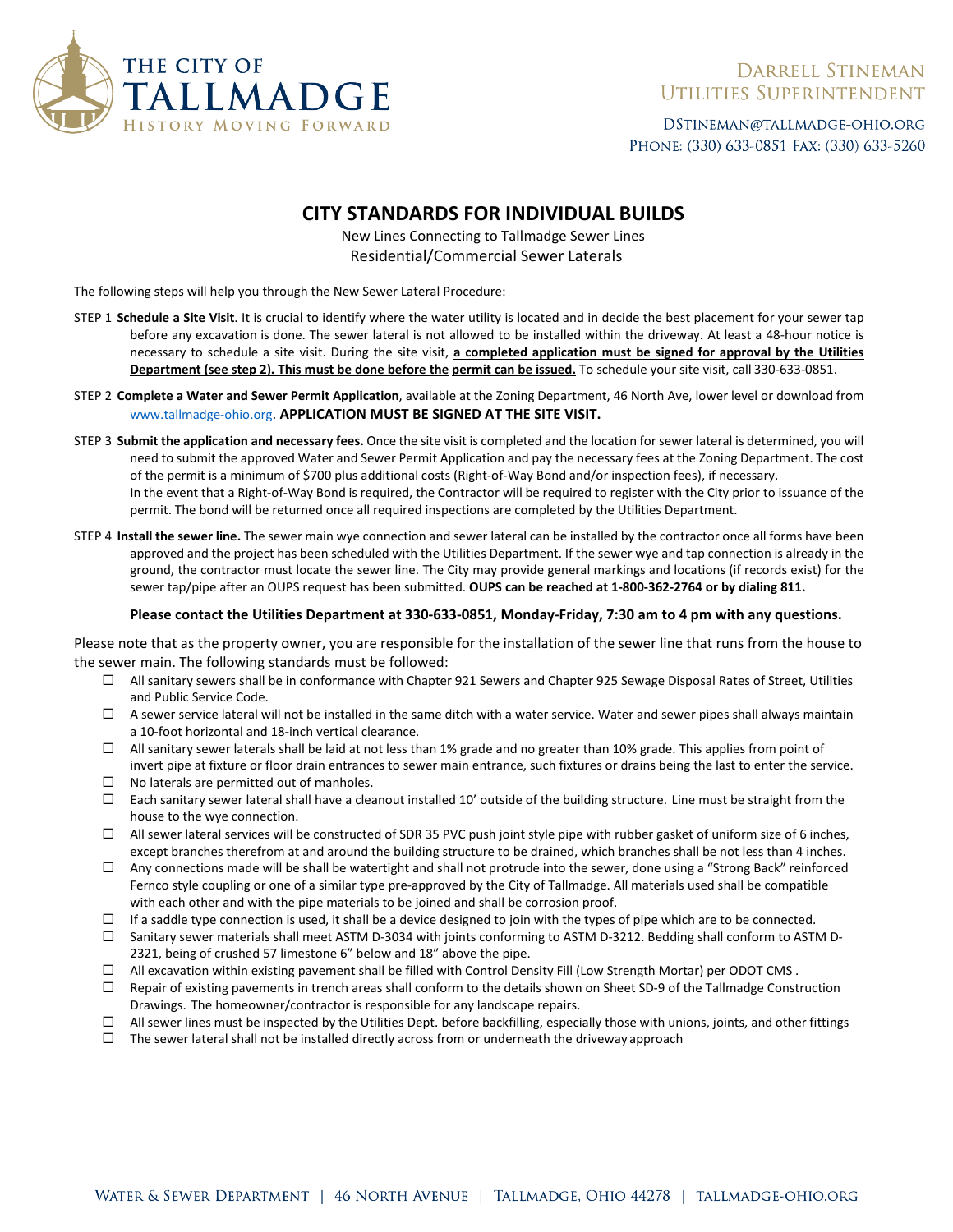THE CITY OF **TALLMADGE**
HISTORY MOVING FORWARD

DARRELL STINEMAN
UTILITIES SUPERINTENDENT

DSTINEMAN@TALLMADGE-OHIO.ORG
PHONE: (330) 633-0851 FAX: (330) 633-5260

# CITY STANDARDS FOR INDIVIDUAL BUILDS

New Lines Connecting to Tallmadge Sewer Lines
Residential/Commercial Sewer Laterals

The following steps will help you through the New Sewer Lateral Procedure:

STEP 1 **Schedule a Site Visit**. It is crucial to identify where the water utility is located and in decide the best placement for your sewer tap before any excavation is done. The sewer lateral is not allowed to be installed within the driveway. At least a 48-hour notice is necessary to schedule a site visit. During the site visit, **a completed application must be signed for approval by the Utilities Department (see step 2). This must be done before the permit can be issued.** To schedule your site visit, call 330-633-0851.

STEP 2 **Complete a Water and Sewer Permit Application**, available at the Zoning Department, 46 North Ave, lower level or download from www.tallmadge-ohio.org. **APPLICATION MUST BE SIGNED AT THE SITE VISIT.**

STEP 3 **Submit the application and necessary fees.** Once the site visit is completed and the location for sewer lateral is determined, you will need to submit the approved Water and Sewer Permit Application and pay the necessary fees at the Zoning Department. The cost of the permit is a minimum of $700 plus additional costs (Right-of-Way Bond and/or inspection fees), if necessary.
In the event that a Right-of-Way Bond is required, the Contractor will be required to register with the City prior to issuance of the permit. The bond will be returned once all required inspections are completed by the Utilities Department.

STEP 4 **Install the sewer line.** The sewer main wye connection and sewer lateral can be installed by the contractor once all forms have been approved and the project has been scheduled with the Utilities Department. If the sewer wye and tap connection is already in the ground, the contractor must locate the sewer line. The City may provide general markings and locations (if records exist) for the sewer tap/pipe after an OUPS request has been submitted. **OUPS can be reached at 1-800-362-2764 or by dialing 811.**

**Please contact the Utilities Department at 330-633-0851, Monday-Friday, 7:30 am to 4 pm with any questions.**

Please note that as the property owner, you are responsible for the installation of the sewer line that runs from the house to the sewer main. The following standards must be followed:

- ☐ All sanitary sewers shall be in conformance with Chapter 921 Sewers and Chapter 925 Sewage Disposal Rates of Street, Utilities and Public Service Code.
- ☐ A sewer service lateral will not be installed in the same ditch with a water service. Water and sewer pipes shall always maintain a 10-foot horizontal and 18-inch vertical clearance.
- ☐ All sanitary sewer laterals shall be laid at not less than 1% grade and no greater than 10% grade. This applies from point of invert pipe at fixture or floor drain entrances to sewer main entrance, such fixtures or drains being the last to enter the service.
- ☐ No laterals are permitted out of manholes.
- ☐ Each sanitary sewer lateral shall have a cleanout installed 10' outside of the building structure. Line must be straight from the house to the wye connection.
- ☐ All sewer lateral services will be constructed of SDR 35 PVC push joint style pipe with rubber gasket of uniform size of 6 inches, except branches therefrom at and around the building structure to be drained, which branches shall be not less than 4 inches.
- ☐ Any connections made will be shall be watertight and shall not protrude into the sewer, done using a "Strong Back" reinforced Fernco style coupling or one of a similar type pre-approved by the City of Tallmadge. All materials used shall be compatible with each other and with the pipe materials to be joined and shall be corrosion proof.
- ☐ If a saddle type connection is used, it shall be a device designed to join with the types of pipe which are to be connected.
- ☐ Sanitary sewer materials shall meet ASTM D-3034 with joints conforming to ASTM D-3212. Bedding shall conform to ASTM D-2321, being of crushed 57 limestone 6" below and 18" above the pipe.
- ☐ All excavation within existing pavement shall be filled with Control Density Fill (Low Strength Mortar) per ODOT CMS .
- ☐ Repair of existing pavements in trench areas shall conform to the details shown on Sheet SD-9 of the Tallmadge Construction Drawings. The homeowner/contractor is responsible for any landscape repairs.
- ☐ All sewer lines must be inspected by the Utilities Dept. before backfilling, especially those with unions, joints, and other fittings
- ☐ The sewer lateral shall not be installed directly across from or underneath the driveway approach

WATER & SEWER DEPARTMENT | 46 NORTH AVENUE | TALLMADGE, OHIO 44278 | TALLMADGE-OHIO.ORG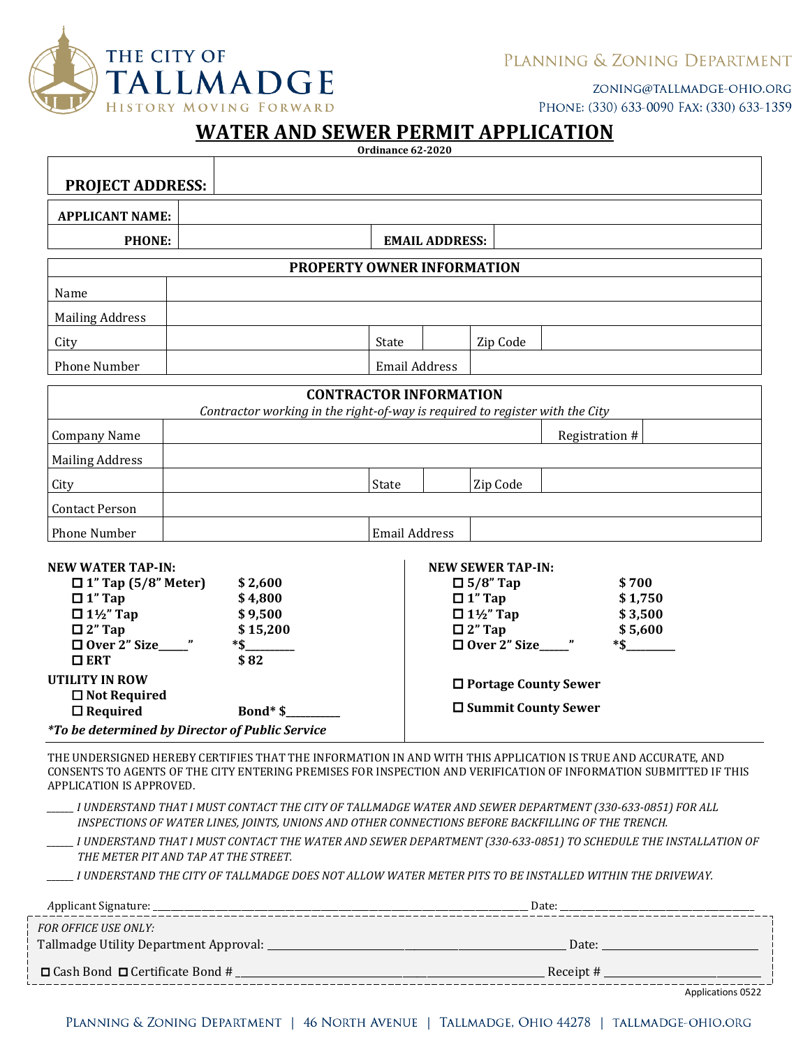THE CITY OF TALLMADGE
HISTORY MOVING FORWARD

PLANNING & ZONING DEPARTMENT

ZONING@TALLMADGE-OHIO.ORG
PHONE: (330) 633-0090 FAX: (330) 633-1359

# WATER AND SEWER PERMIT APPLICATION

**Ordinance 62-2020**

| | |
|---|---|
| **PROJECT ADDRESS:** | |

| | | | |
|---|---|---|---|
| **APPLICANT NAME:** | | | |
| **PHONE:** | | **EMAIL ADDRESS:** | |

**PROPERTY OWNER INFORMATION**

| | | | | | |
|---|---|---|---|---|---|
| Name | | | | | |
| Mailing Address | | | | | |
| City | | State | | Zip Code | |
| Phone Number | | Email Address | | | |

**CONTRACTOR INFORMATION**

*Contractor working in the right-of-way is required to register with the City*

| | | | | | |
|---|---|---|---|---|---|
| Company Name | | | | Registration # | |
| Mailing Address | | | | | |
| City | | State | | Zip Code | |
| Contact Person | | | | | |
| Phone Number | | Email Address | | | |

**NEW WATER TAP-IN:**

- ☐ **1" Tap (5/8" Meter)** **$ 2,600**
- ☐ **1" Tap** **$ 4,800**
- ☐ **1½" Tap** **$ 9,500**
- ☐ **2" Tap** **$ 15,200**
- ☐ **Over 2" Size_____"** ***$_________**
- ☐ **ERT** **$ 82**

**UTILITY IN ROW**

- ☐ **Not Required**
- ☐ **Required** **Bond* $__________**

***To be determined by Director of Public Service***

**NEW SEWER TAP-IN:**

- ☐ **5/8" Tap** **$ 700**
- ☐ **1" Tap** **$ 1,750**
- ☐ **1½" Tap** **$ 3,500**
- ☐ **2" Tap** **$ 5,600**
- ☐ **Over 2" Size_____"** ***$_________**

☐ **Portage County Sewer**

☐ **Summit County Sewer**

THE UNDERSIGNED HEREBY CERTIFIES THAT THE INFORMATION IN AND WITH THIS APPLICATION IS TRUE AND ACCURATE, AND CONSENTS TO AGENTS OF THE CITY ENTERING PREMISES FOR INSPECTION AND VERIFICATION OF INFORMATION SUBMITTED IF THIS APPLICATION IS APPROVED.

_____ *I UNDERSTAND THAT I MUST CONTACT THE CITY OF TALLMADGE WATER AND SEWER DEPARTMENT (330-633-0851) FOR ALL INSPECTIONS OF WATER LINES, JOINTS, UNIONS AND OTHER CONNECTIONS BEFORE BACKFILLING OF THE TRENCH.*

_____ *I UNDERSTAND THAT I MUST CONTACT THE WATER AND SEWER DEPARTMENT (330-633-0851) TO SCHEDULE THE INSTALLATION OF THE METER PIT AND TAP AT THE STREET.*

_____ *I UNDERSTAND THE CITY OF TALLMADGE DOES NOT ALLOW WATER METER PITS TO BE INSTALLED WITHIN THE DRIVEWAY.*

Applicant Signature: ______________________________ Date: ______________

*FOR OFFICE USE ONLY:*

Tallmadge Utility Department Approval: ______________________________ Date: ______________

☐ Cash Bond ☐ Certificate Bond # ______________________________ Receipt # ______________

Applications 0522

PLANNING & ZONING DEPARTMENT | 46 NORTH AVENUE | TALLMADGE, OHIO 44278 | TALLMADGE-OHIO.ORG